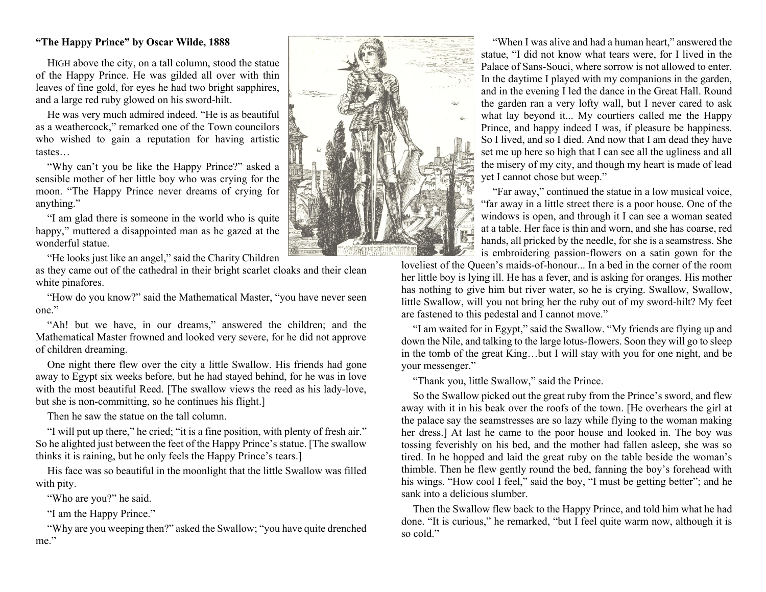**"The Happy Prince" by Oscar Wilde, 1888**

HIGH above the city, on a tall column, stood the statue of the Happy Prince. He was gilded all over with thin leaves of fine gold, for eyes he had two bright sapphires, and a large red ruby glowed on his sword-hilt.

He was very much admired indeed. "He is as beautiful as a weathercock," remarked one of the Town councilors who wished to gain a reputation for having artistic tastes…

"Why can't you be like the Happy Prince?" asked a sensible mother of her little boy who was crying for the moon. "The Happy Prince never dreams of crying for anything."

"I am glad there is someone in the world who is quite happy," muttered a disappointed man as he gazed at the wonderful statue.

"He looks just like an angel," said the Charity Children as they came out of the cathedral in their bright scarlet cloaks and their clean white pinafores.

"How do you know?" said the Mathematical Master, "you have never seen one."

"Ah! but we have, in our dreams," answered the children; and the Mathematical Master frowned and looked very severe, for he did not approve of children dreaming.

One night there flew over the city a little Swallow. His friends had gone away to Egypt six weeks before, but he had stayed behind, for he was in love with the most beautiful Reed. [The swallow views the reed as his lady-love, but she is non-committing, so he continues his flight.]

Then he saw the statue on the tall column.

"I will put up there," he cried; "it is a fine position, with plenty of fresh air." So he alighted just between the feet of the Happy Prince's statue. [The swallow thinks it is raining, but he only feels the Happy Prince's tears.]

His face was so beautiful in the moonlight that the little Swallow was filled with pity.

"Who are you?" he said.

"I am the Happy Prince."

"Why are you weeping then?" asked the Swallow; "you have quite drenched me."

"When I was alive and had a human heart," answered the statue, "I did not know what tears were, for I lived in the Palace of Sans-Souci, where sorrow is not allowed to enter. In the daytime I played with my companions in the garden, and in the evening I led the dance in the Great Hall. Round the garden ran a very lofty wall, but I never cared to ask what lay beyond it... My courtiers called me the Happy Prince, and happy indeed I was, if pleasure be happiness. So I lived, and so I died. And now that I am dead they have set me up here so high that I can see all the ugliness and all the misery of my city, and though my heart is made of lead yet I cannot chose but weep."

"Far away," continued the statue in a low musical voice, "far away in a little street there is a poor house. One of the windows is open, and through it I can see a woman seated at a table. Her face is thin and worn, and she has coarse, red hands, all pricked by the needle, for she is a seamstress. She is embroidering passion-flowers on a satin gown for the loveliest of the Queen's maids-of-honour... In a bed in the corner of the room her little boy is lying ill. He has a fever, and is asking for oranges. His mother has nothing to give him but river water, so he is crying. Swallow, Swallow, little Swallow, will you not bring her the ruby out of my sword-hilt? My feet are fastened to this pedestal and I cannot move."

"I am waited for in Egypt," said the Swallow. "My friends are flying up and down the Nile, and talking to the large lotus-flowers. Soon they will go to sleep in the tomb of the great King…but I will stay with you for one night, and be your messenger."

"Thank you, little Swallow," said the Prince.

So the Swallow picked out the great ruby from the Prince's sword, and flew away with it in his beak over the roofs of the town. [He overhears the girl at the palace say the seamstresses are so lazy while flying to the woman making her dress.] At last he came to the poor house and looked in. The boy was tossing feverishly on his bed, and the mother had fallen asleep, she was so tired. In he hopped and laid the great ruby on the table beside the woman's thimble. Then he flew gently round the bed, fanning the boy's forehead with his wings. "How cool I feel," said the boy, "I must be getting better"; and he sank into a delicious slumber.

Then the Swallow flew back to the Happy Prince, and told him what he had done. "It is curious," he remarked, "but I feel quite warm now, although it is so cold."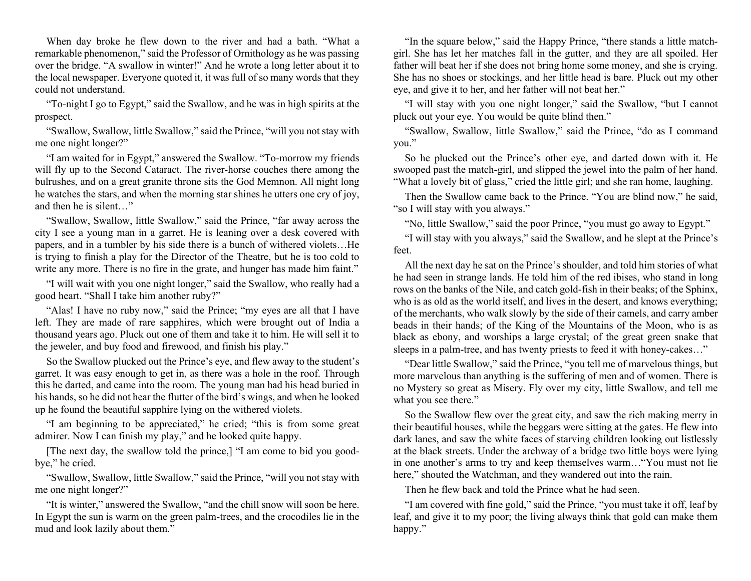When day broke he flew down to the river and had a bath. "What a remarkable phenomenon," said the Professor of Ornithology as he was passing over the bridge. "A swallow in winter!" And he wrote a long letter about it to the local newspaper. Everyone quoted it, it was full of so many words that they could not understand.

"To-night I go to Egypt," said the Swallow, and he was in high spirits at the prospect.

"Swallow, Swallow, little Swallow," said the Prince, "will you not stay with me one night longer?"

"I am waited for in Egypt," answered the Swallow. "To-morrow my friends will fly up to the Second Cataract. The river-horse couches there among the bulrushes, and on a great granite throne sits the God Memnon. All night long he watches the stars, and when the morning star shines he utters one cry of joy, and then he is silent…"

"Swallow, Swallow, little Swallow," said the Prince, "far away across the city I see a young man in a garret. He is leaning over a desk covered with papers, and in a tumbler by his side there is a bunch of withered violets…He is trying to finish a play for the Director of the Theatre, but he is too cold to write any more. There is no fire in the grate, and hunger has made him faint."

"I will wait with you one night longer," said the Swallow, who really had a good heart. "Shall I take him another ruby?"

"Alas! I have no ruby now," said the Prince; "my eyes are all that I have left. They are made of rare sapphires, which were brought out of India a thousand years ago. Pluck out one of them and take it to him. He will sell it to the jeweler, and buy food and firewood, and finish his play."

So the Swallow plucked out the Prince's eye, and flew away to the student's garret. It was easy enough to get in, as there was a hole in the roof. Through this he darted, and came into the room. The young man had his head buried in his hands, so he did not hear the flutter of the bird's wings, and when he looked up he found the beautiful sapphire lying on the withered violets.

"I am beginning to be appreciated," he cried; "this is from some great admirer. Now I can finish my play," and he looked quite happy.

[The next day, the swallow told the prince,] "I am come to bid you good-bye," he cried.

"Swallow, Swallow, little Swallow," said the Prince, "will you not stay with me one night longer?"

"It is winter," answered the Swallow, "and the chill snow will soon be here. In Egypt the sun is warm on the green palm-trees, and the crocodiles lie in the mud and look lazily about them."

"In the square below," said the Happy Prince, "there stands a little match-girl. She has let her matches fall in the gutter, and they are all spoiled. Her father will beat her if she does not bring home some money, and she is crying. She has no shoes or stockings, and her little head is bare. Pluck out my other eye, and give it to her, and her father will not beat her."

"I will stay with you one night longer," said the Swallow, "but I cannot pluck out your eye. You would be quite blind then."

"Swallow, Swallow, little Swallow," said the Prince, "do as I command you."

So he plucked out the Prince's other eye, and darted down with it. He swooped past the match-girl, and slipped the jewel into the palm of her hand. "What a lovely bit of glass," cried the little girl; and she ran home, laughing.

Then the Swallow came back to the Prince. "You are blind now," he said, "so I will stay with you always."

"No, little Swallow," said the poor Prince, "you must go away to Egypt."

"I will stay with you always," said the Swallow, and he slept at the Prince's feet.

All the next day he sat on the Prince's shoulder, and told him stories of what he had seen in strange lands. He told him of the red ibises, who stand in long rows on the banks of the Nile, and catch gold-fish in their beaks; of the Sphinx, who is as old as the world itself, and lives in the desert, and knows everything; of the merchants, who walk slowly by the side of their camels, and carry amber beads in their hands; of the King of the Mountains of the Moon, who is as black as ebony, and worships a large crystal; of the great green snake that sleeps in a palm-tree, and has twenty priests to feed it with honey-cakes…"

"Dear little Swallow," said the Prince, "you tell me of marvelous things, but more marvelous than anything is the suffering of men and of women. There is no Mystery so great as Misery. Fly over my city, little Swallow, and tell me what you see there."

So the Swallow flew over the great city, and saw the rich making merry in their beautiful houses, while the beggars were sitting at the gates. He flew into dark lanes, and saw the white faces of starving children looking out listlessly at the black streets. Under the archway of a bridge two little boys were lying in one another's arms to try and keep themselves warm…"You must not lie here," shouted the Watchman, and they wandered out into the rain.

Then he flew back and told the Prince what he had seen.

"I am covered with fine gold," said the Prince, "you must take it off, leaf by leaf, and give it to my poor; the living always think that gold can make them happy."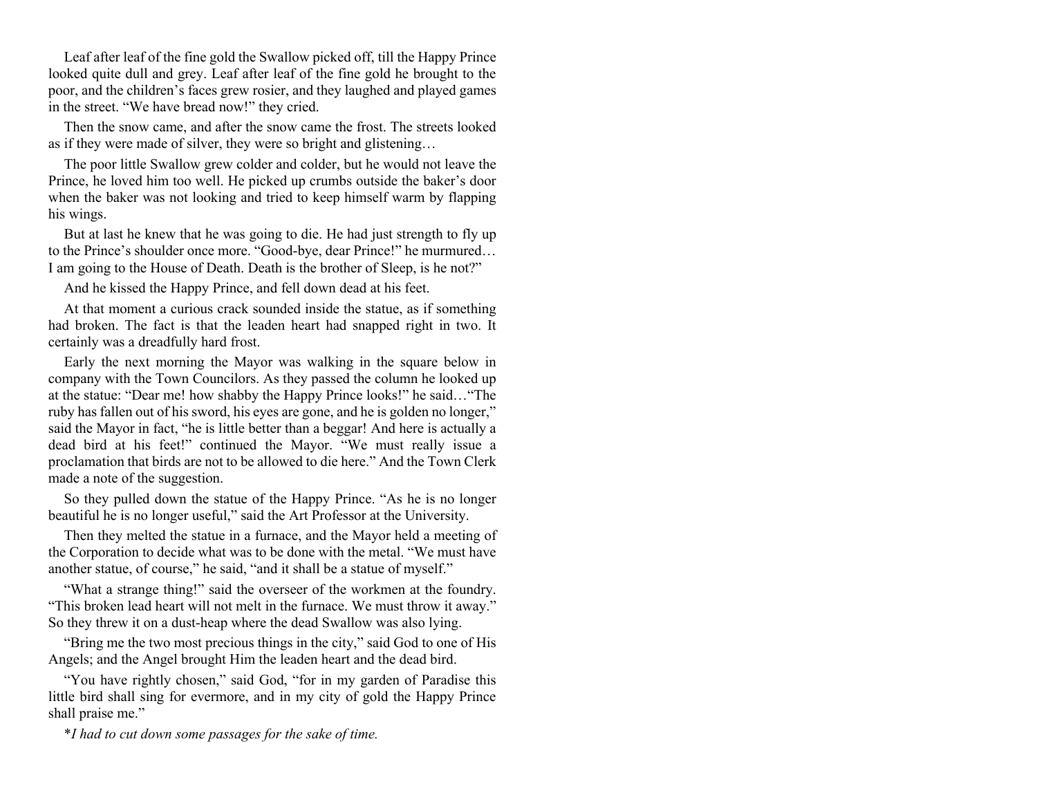Leaf after leaf of the fine gold the Swallow picked off, till the Happy Prince looked quite dull and grey. Leaf after leaf of the fine gold he brought to the poor, and the children's faces grew rosier, and they laughed and played games in the street. "We have bread now!" they cried.

Then the snow came, and after the snow came the frost. The streets looked as if they were made of silver, they were so bright and glistening…

The poor little Swallow grew colder and colder, but he would not leave the Prince, he loved him too well. He picked up crumbs outside the baker's door when the baker was not looking and tried to keep himself warm by flapping his wings.

But at last he knew that he was going to die. He had just strength to fly up to the Prince's shoulder once more. "Good-bye, dear Prince!" he murmured… I am going to the House of Death. Death is the brother of Sleep, is he not?"

And he kissed the Happy Prince, and fell down dead at his feet.

At that moment a curious crack sounded inside the statue, as if something had broken. The fact is that the leaden heart had snapped right in two. It certainly was a dreadfully hard frost.

Early the next morning the Mayor was walking in the square below in company with the Town Councilors. As they passed the column he looked up at the statue: "Dear me! how shabby the Happy Prince looks!" he said…"The ruby has fallen out of his sword, his eyes are gone, and he is golden no longer," said the Mayor in fact, "he is little better than a beggar! And here is actually a dead bird at his feet!" continued the Mayor. "We must really issue a proclamation that birds are not to be allowed to die here." And the Town Clerk made a note of the suggestion.

So they pulled down the statue of the Happy Prince. "As he is no longer beautiful he is no longer useful," said the Art Professor at the University.

Then they melted the statue in a furnace, and the Mayor held a meeting of the Corporation to decide what was to be done with the metal. "We must have another statue, of course," he said, "and it shall be a statue of myself."

"What a strange thing!" said the overseer of the workmen at the foundry. "This broken lead heart will not melt in the furnace. We must throw it away." So they threw it on a dust-heap where the dead Swallow was also lying.

"Bring me the two most precious things in the city," said God to one of His Angels; and the Angel brought Him the leaden heart and the dead bird.

"You have rightly chosen," said God, "for in my garden of Paradise this little bird shall sing for evermore, and in my city of gold the Happy Prince shall praise me."

**I had to cut down some passages for the sake of time.*